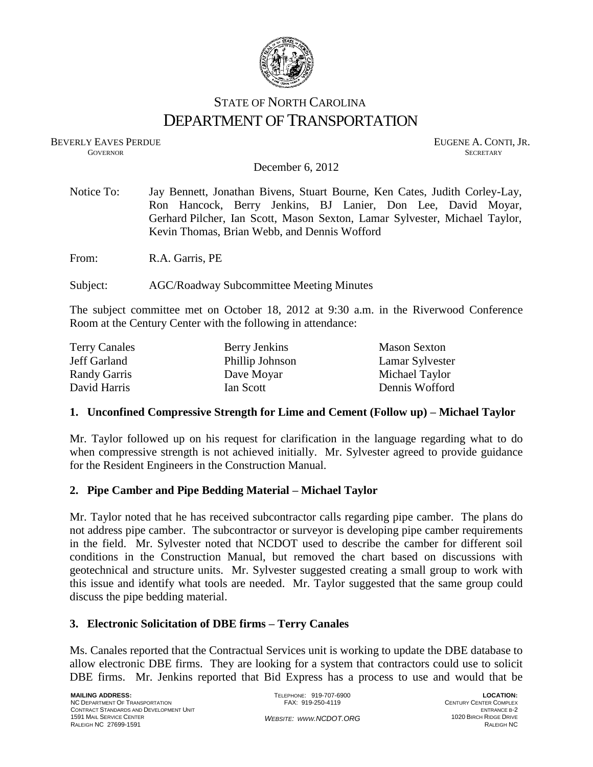STATE OF NORTH CAROLINA
# DEPARTMENT OF TRANSPORTATION

BEVERLY EAVES PERDUE
GOVERNOR

EUGENE A. CONTI, JR.
SECRETARY

December 6, 2012

Notice To: Jay Bennett, Jonathan Bivens, Stuart Bourne, Ken Cates, Judith Corley-Lay, Ron Hancock, Berry Jenkins, BJ Lanier, Don Lee, David Moyar, Gerhard Pilcher, Ian Scott, Mason Sexton, Lamar Sylvester, Michael Taylor, Kevin Thomas, Brian Webb, and Dennis Wofford

From: R.A. Garris, PE

Subject: AGC/Roadway Subcommittee Meeting Minutes

The subject committee met on October 18, 2012 at 9:30 a.m. in the Riverwood Conference Room at the Century Center with the following in attendance:

| | | |
|---|---|---|
| Terry Canales | Berry Jenkins | Mason Sexton |
| Jeff Garland | Phillip Johnson | Lamar Sylvester |
| Randy Garris | Dave Moyar | Michael Taylor |
| David Harris | Ian Scott | Dennis Wofford |

**1. Unconfined Compressive Strength for Lime and Cement (Follow up) – Michael Taylor**

Mr. Taylor followed up on his request for clarification in the language regarding what to do when compressive strength is not achieved initially. Mr. Sylvester agreed to provide guidance for the Resident Engineers in the Construction Manual.

**2. Pipe Camber and Pipe Bedding Material – Michael Taylor**

Mr. Taylor noted that he has received subcontractor calls regarding pipe camber. The plans do not address pipe camber. The subcontractor or surveyor is developing pipe camber requirements in the field. Mr. Sylvester noted that NCDOT used to describe the camber for different soil conditions in the Construction Manual, but removed the chart based on discussions with geotechnical and structure units. Mr. Sylvester suggested creating a small group to work with this issue and identify what tools are needed. Mr. Taylor suggested that the same group could discuss the pipe bedding material.

**3. Electronic Solicitation of DBE firms – Terry Canales**

Ms. Canales reported that the Contractual Services unit is working to update the DBE database to allow electronic DBE firms. They are looking for a system that contractors could use to solicit DBE firms. Mr. Jenkins reported that Bid Express has a process to use and would that be

MAILING ADDRESS:
NC DEPARTMENT OF TRANSPORTATION
CONTRACT STANDARDS AND DEVELOPMENT UNIT
1591 MAIL SERVICE CENTER
RALEIGH NC 27699-1591

TELEPHONE: 919-707-6900
FAX: 919-250-4119

WEBSITE: WWW.NCDOT.ORG

LOCATION:
CENTURY CENTER COMPLEX
ENTRANCE B-2
1020 BIRCH RIDGE DRIVE
RALEIGH NC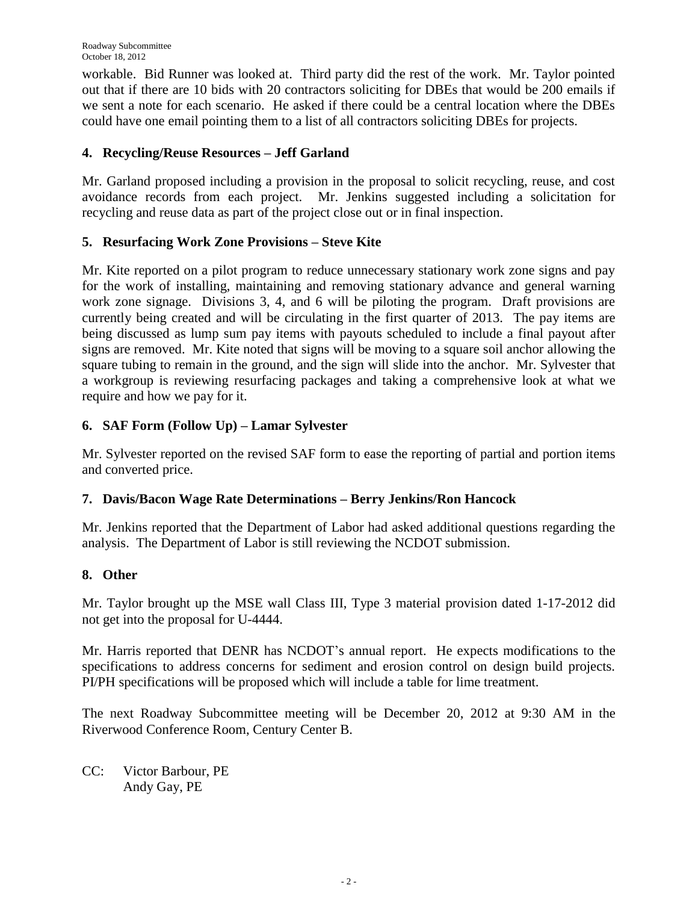workable. Bid Runner was looked at. Third party did the rest of the work. Mr. Taylor pointed out that if there are 10 bids with 20 contractors soliciting for DBEs that would be 200 emails if we sent a note for each scenario. He asked if there could be a central location where the DBEs could have one email pointing them to a list of all contractors soliciting DBEs for projects.

## 4. Recycling/Reuse Resources – Jeff Garland

Mr. Garland proposed including a provision in the proposal to solicit recycling, reuse, and cost avoidance records from each project. Mr. Jenkins suggested including a solicitation for recycling and reuse data as part of the project close out or in final inspection.

## 5. Resurfacing Work Zone Provisions – Steve Kite

Mr. Kite reported on a pilot program to reduce unnecessary stationary work zone signs and pay for the work of installing, maintaining and removing stationary advance and general warning work zone signage. Divisions 3, 4, and 6 will be piloting the program. Draft provisions are currently being created and will be circulating in the first quarter of 2013. The pay items are being discussed as lump sum pay items with payouts scheduled to include a final payout after signs are removed. Mr. Kite noted that signs will be moving to a square soil anchor allowing the square tubing to remain in the ground, and the sign will slide into the anchor. Mr. Sylvester that a workgroup is reviewing resurfacing packages and taking a comprehensive look at what we require and how we pay for it.

## 6. SAF Form (Follow Up) – Lamar Sylvester

Mr. Sylvester reported on the revised SAF form to ease the reporting of partial and portion items and converted price.

## 7. Davis/Bacon Wage Rate Determinations – Berry Jenkins/Ron Hancock

Mr. Jenkins reported that the Department of Labor had asked additional questions regarding the analysis. The Department of Labor is still reviewing the NCDOT submission.

## 8. Other

Mr. Taylor brought up the MSE wall Class III, Type 3 material provision dated 1-17-2012 did not get into the proposal for U-4444.

Mr. Harris reported that DENR has NCDOT's annual report. He expects modifications to the specifications to address concerns for sediment and erosion control on design build projects. PI/PH specifications will be proposed which will include a table for lime treatment.

The next Roadway Subcommittee meeting will be December 20, 2012 at 9:30 AM in the Riverwood Conference Room, Century Center B.

CC: Victor Barbour, PE
Andy Gay, PE